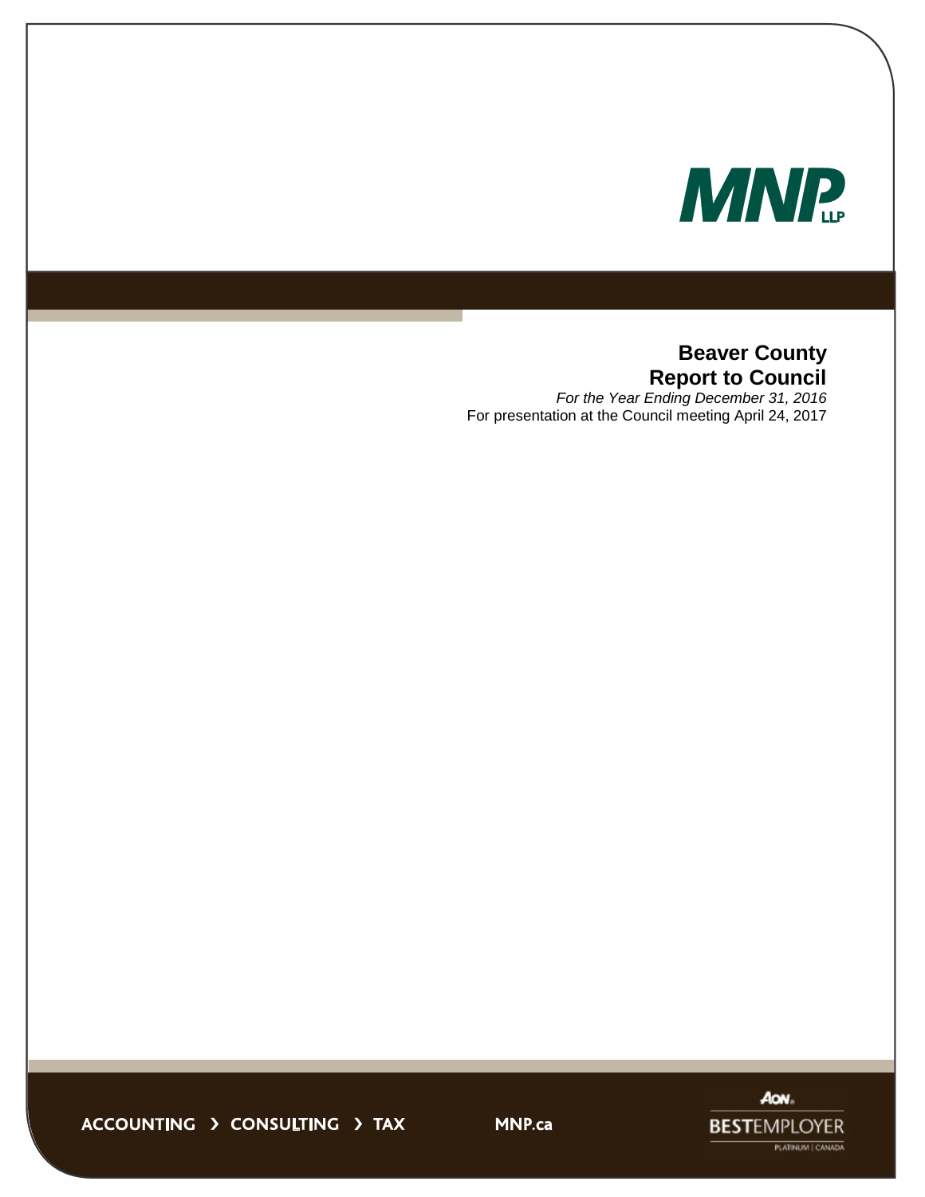MNP LLP

# Beaver County
# Report to Council

*For the Year Ending December 31, 2016*

For presentation at the Council meeting April 24, 2017

ACCOUNTING › CONSULTING › TAX

MNP.ca

AON BEST EMPLOYER PLATINUM | CANADA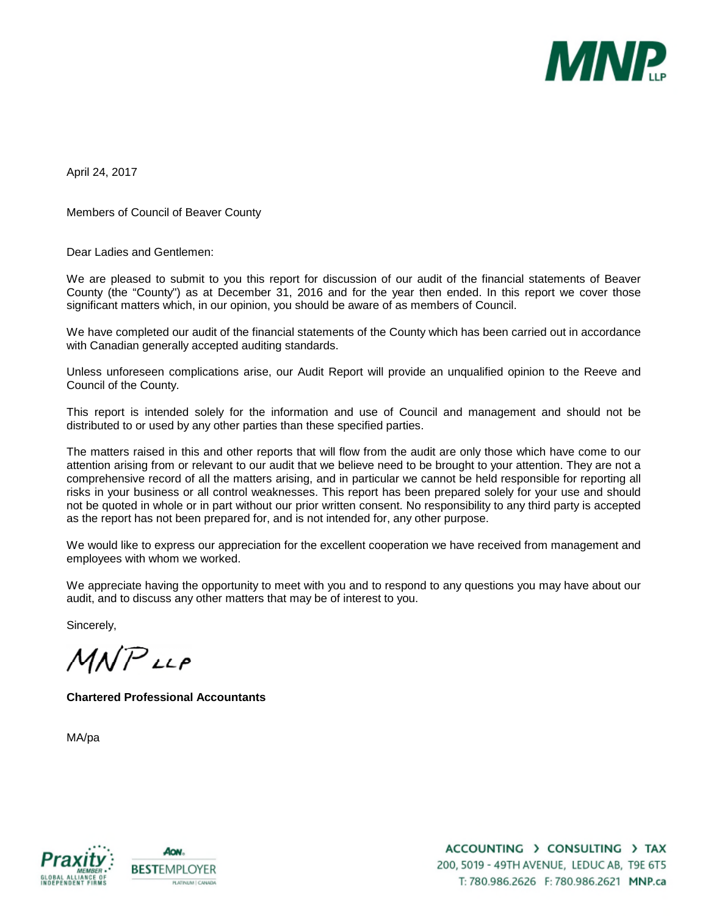April 24, 2017

Members of Council of Beaver County

Dear Ladies and Gentlemen:

We are pleased to submit to you this report for discussion of our audit of the financial statements of Beaver County (the "County") as at December 31, 2016 and for the year then ended. In this report we cover those significant matters which, in our opinion, you should be aware of as members of Council.

We have completed our audit of the financial statements of the County which has been carried out in accordance with Canadian generally accepted auditing standards.

Unless unforeseen complications arise, our Audit Report will provide an unqualified opinion to the Reeve and Council of the County.

This report is intended solely for the information and use of Council and management and should not be distributed to or used by any other parties than these specified parties.

The matters raised in this and other reports that will flow from the audit are only those which have come to our attention arising from or relevant to our audit that we believe need to be brought to your attention. They are not a comprehensive record of all the matters arising, and in particular we cannot be held responsible for reporting all risks in your business or all control weaknesses. This report has been prepared solely for your use and should not be quoted in whole or in part without our prior written consent. No responsibility to any third party is accepted as the report has not been prepared for, and is not intended for, any other purpose.

We would like to express our appreciation for the excellent cooperation we have received from management and employees with whom we worked.

We appreciate having the opportunity to meet with you and to respond to any questions you may have about our audit, and to discuss any other matters that may be of interest to you.

Sincerely,

MNP LLP

**Chartered Professional Accountants**

MA/pa

ACCOUNTING › CONSULTING › TAX
200, 5019 - 49TH AVENUE, LEDUC AB, T9E 6T5
T: 780.986.2626 F: 780.986.2621 MNP.ca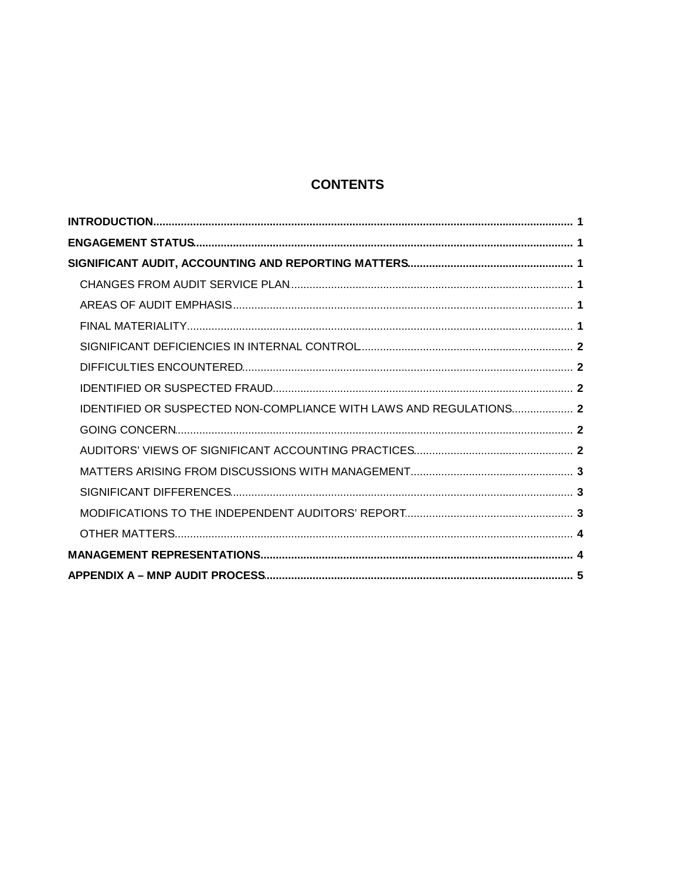# CONTENTS

**INTRODUCTION** .......... **1**

**ENGAGEMENT STATUS** .......... **1**

**SIGNIFICANT AUDIT, ACCOUNTING AND REPORTING MATTERS** .......... **1**

- CHANGES FROM AUDIT SERVICE PLAN .......... **1**
- AREAS OF AUDIT EMPHASIS .......... **1**
- FINAL MATERIALITY .......... **1**
- SIGNIFICANT DEFICIENCIES IN INTERNAL CONTROL .......... **2**
- DIFFICULTIES ENCOUNTERED .......... **2**
- IDENTIFIED OR SUSPECTED FRAUD .......... **2**
- IDENTIFIED OR SUSPECTED NON-COMPLIANCE WITH LAWS AND REGULATIONS .......... **2**
- GOING CONCERN .......... **2**
- AUDITORS' VIEWS OF SIGNIFICANT ACCOUNTING PRACTICES .......... **2**
- MATTERS ARISING FROM DISCUSSIONS WITH MANAGEMENT .......... **3**
- SIGNIFICANT DIFFERENCES .......... **3**
- MODIFICATIONS TO THE INDEPENDENT AUDITORS' REPORT .......... **3**
- OTHER MATTERS .......... **4**

**MANAGEMENT REPRESENTATIONS** .......... **4**

**APPENDIX A – MNP AUDIT PROCESS** .......... **5**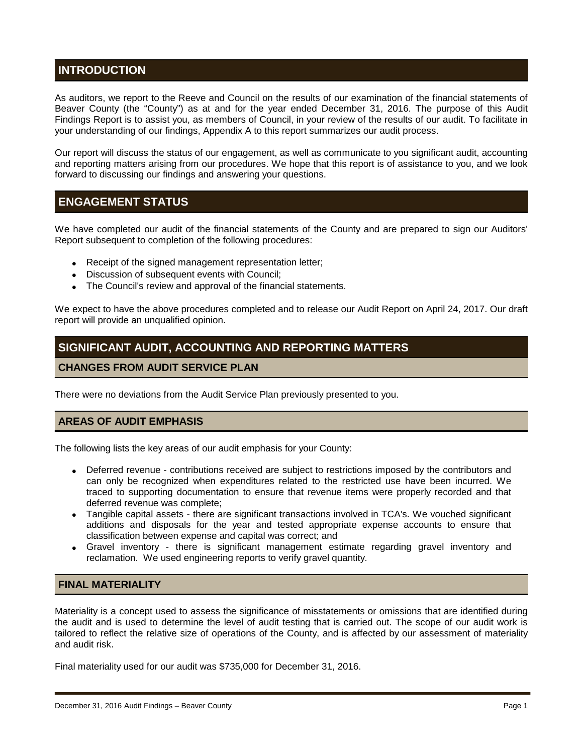## INTRODUCTION

As auditors, we report to the Reeve and Council on the results of our examination of the financial statements of Beaver County (the "County") as at and for the year ended December 31, 2016. The purpose of this Audit Findings Report is to assist you, as members of Council, in your review of the results of our audit. To facilitate in your understanding of our findings, Appendix A to this report summarizes our audit process.

Our report will discuss the status of our engagement, as well as communicate to you significant audit, accounting and reporting matters arising from our procedures. We hope that this report is of assistance to you, and we look forward to discussing our findings and answering your questions.

## ENGAGEMENT STATUS

We have completed our audit of the financial statements of the County and are prepared to sign our Auditors' Report subsequent to completion of the following procedures:

- Receipt of the signed management representation letter;
- Discussion of subsequent events with Council;
- The Council's review and approval of the financial statements.

We expect to have the above procedures completed and to release our Audit Report on April 24, 2017. Our draft report will provide an unqualified opinion.

## SIGNIFICANT AUDIT, ACCOUNTING AND REPORTING MATTERS

### CHANGES FROM AUDIT SERVICE PLAN

There were no deviations from the Audit Service Plan previously presented to you.

### AREAS OF AUDIT EMPHASIS

The following lists the key areas of our audit emphasis for your County:

- Deferred revenue - contributions received are subject to restrictions imposed by the contributors and can only be recognized when expenditures related to the restricted use have been incurred. We traced to supporting documentation to ensure that revenue items were properly recorded and that deferred revenue was complete;
- Tangible capital assets - there are significant transactions involved in TCA's. We vouched significant additions and disposals for the year and tested appropriate expense accounts to ensure that classification between expense and capital was correct; and
- Gravel inventory - there is significant management estimate regarding gravel inventory and reclamation. We used engineering reports to verify gravel quantity.

### FINAL MATERIALITY

Materiality is a concept used to assess the significance of misstatements or omissions that are identified during the audit and is used to determine the level of audit testing that is carried out. The scope of our audit work is tailored to reflect the relative size of operations of the County, and is affected by our assessment of materiality and audit risk.

Final materiality used for our audit was $735,000 for December 31, 2016.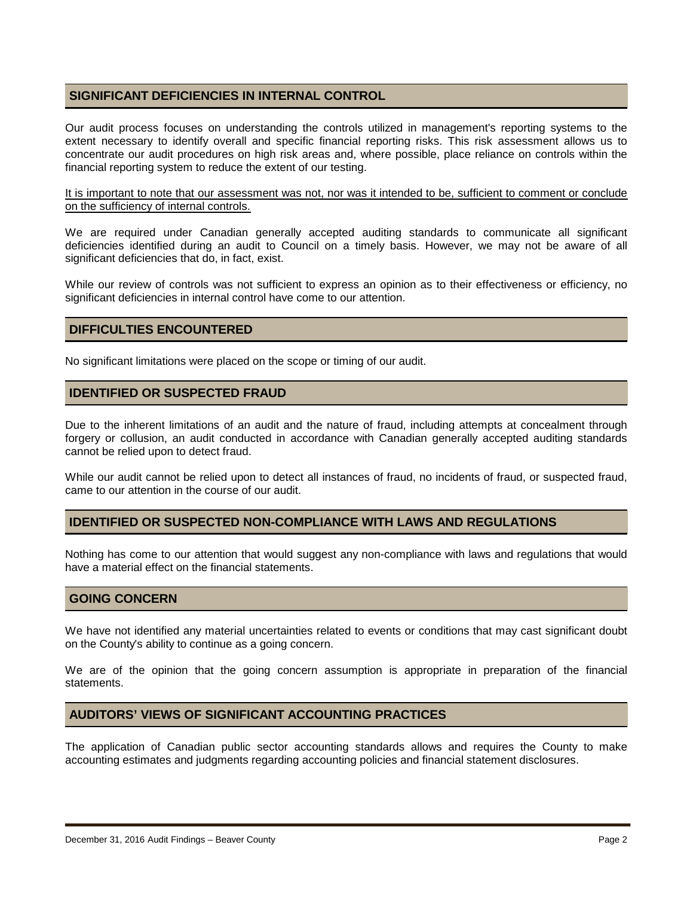## SIGNIFICANT DEFICIENCIES IN INTERNAL CONTROL

Our audit process focuses on understanding the controls utilized in management's reporting systems to the extent necessary to identify overall and specific financial reporting risks. This risk assessment allows us to concentrate our audit procedures on high risk areas and, where possible, place reliance on controls within the financial reporting system to reduce the extent of our testing.

<u>It is important to note that our assessment was not, nor was it intended to be, sufficient to comment or conclude on the sufficiency of internal controls.</u>

We are required under Canadian generally accepted auditing standards to communicate all significant deficiencies identified during an audit to Council on a timely basis. However, we may not be aware of all significant deficiencies that do, in fact, exist.

While our review of controls was not sufficient to express an opinion as to their effectiveness or efficiency, no significant deficiencies in internal control have come to our attention.

## DIFFICULTIES ENCOUNTERED

No significant limitations were placed on the scope or timing of our audit.

## IDENTIFIED OR SUSPECTED FRAUD

Due to the inherent limitations of an audit and the nature of fraud, including attempts at concealment through forgery or collusion, an audit conducted in accordance with Canadian generally accepted auditing standards cannot be relied upon to detect fraud.

While our audit cannot be relied upon to detect all instances of fraud, no incidents of fraud, or suspected fraud, came to our attention in the course of our audit.

## IDENTIFIED OR SUSPECTED NON-COMPLIANCE WITH LAWS AND REGULATIONS

Nothing has come to our attention that would suggest any non-compliance with laws and regulations that would have a material effect on the financial statements.

## GOING CONCERN

We have not identified any material uncertainties related to events or conditions that may cast significant doubt on the County's ability to continue as a going concern.

We are of the opinion that the going concern assumption is appropriate in preparation of the financial statements.

## AUDITORS' VIEWS OF SIGNIFICANT ACCOUNTING PRACTICES

The application of Canadian public sector accounting standards allows and requires the County to make accounting estimates and judgments regarding accounting policies and financial statement disclosures.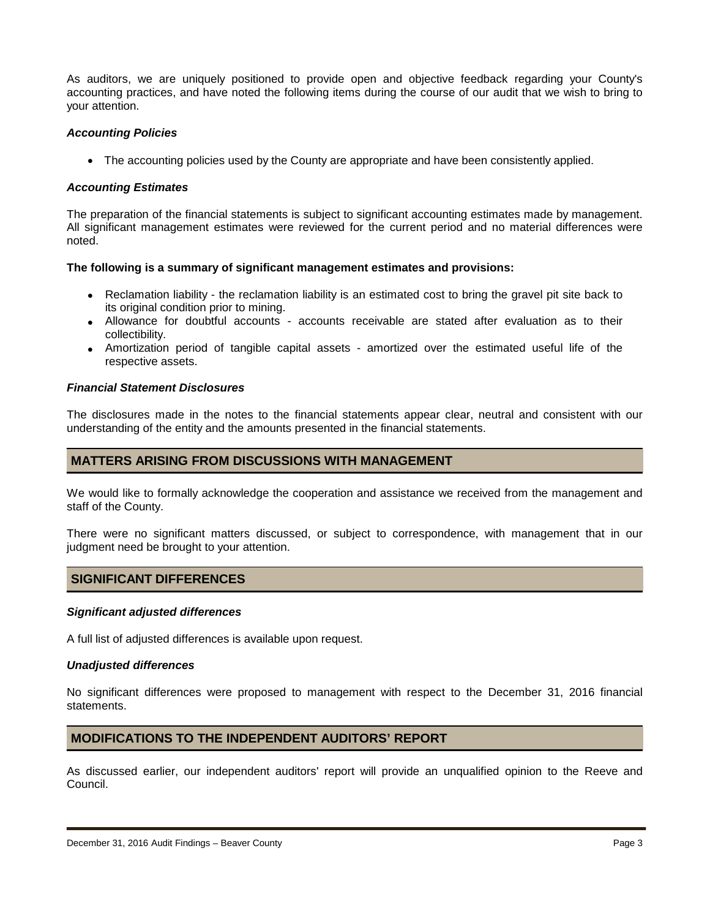As auditors, we are uniquely positioned to provide open and objective feedback regarding your County's accounting practices, and have noted the following items during the course of our audit that we wish to bring to your attention.

***Accounting Policies***

- The accounting policies used by the County are appropriate and have been consistently applied.

***Accounting Estimates***

The preparation of the financial statements is subject to significant accounting estimates made by management. All significant management estimates were reviewed for the current period and no material differences were noted.

**The following is a summary of significant management estimates and provisions:**

- Reclamation liability - the reclamation liability is an estimated cost to bring the gravel pit site back to its original condition prior to mining.
- Allowance for doubtful accounts - accounts receivable are stated after evaluation as to their collectibility.
- Amortization period of tangible capital assets - amortized over the estimated useful life of the respective assets.

***Financial Statement Disclosures***

The disclosures made in the notes to the financial statements appear clear, neutral and consistent with our understanding of the entity and the amounts presented in the financial statements.

## MATTERS ARISING FROM DISCUSSIONS WITH MANAGEMENT

We would like to formally acknowledge the cooperation and assistance we received from the management and staff of the County.

There were no significant matters discussed, or subject to correspondence, with management that in our judgment need be brought to your attention.

## SIGNIFICANT DIFFERENCES

***Significant adjusted differences***

A full list of adjusted differences is available upon request.

***Unadjusted differences***

No significant differences were proposed to management with respect to the December 31, 2016 financial statements.

## MODIFICATIONS TO THE INDEPENDENT AUDITORS' REPORT

As discussed earlier, our independent auditors' report will provide an unqualified opinion to the Reeve and Council.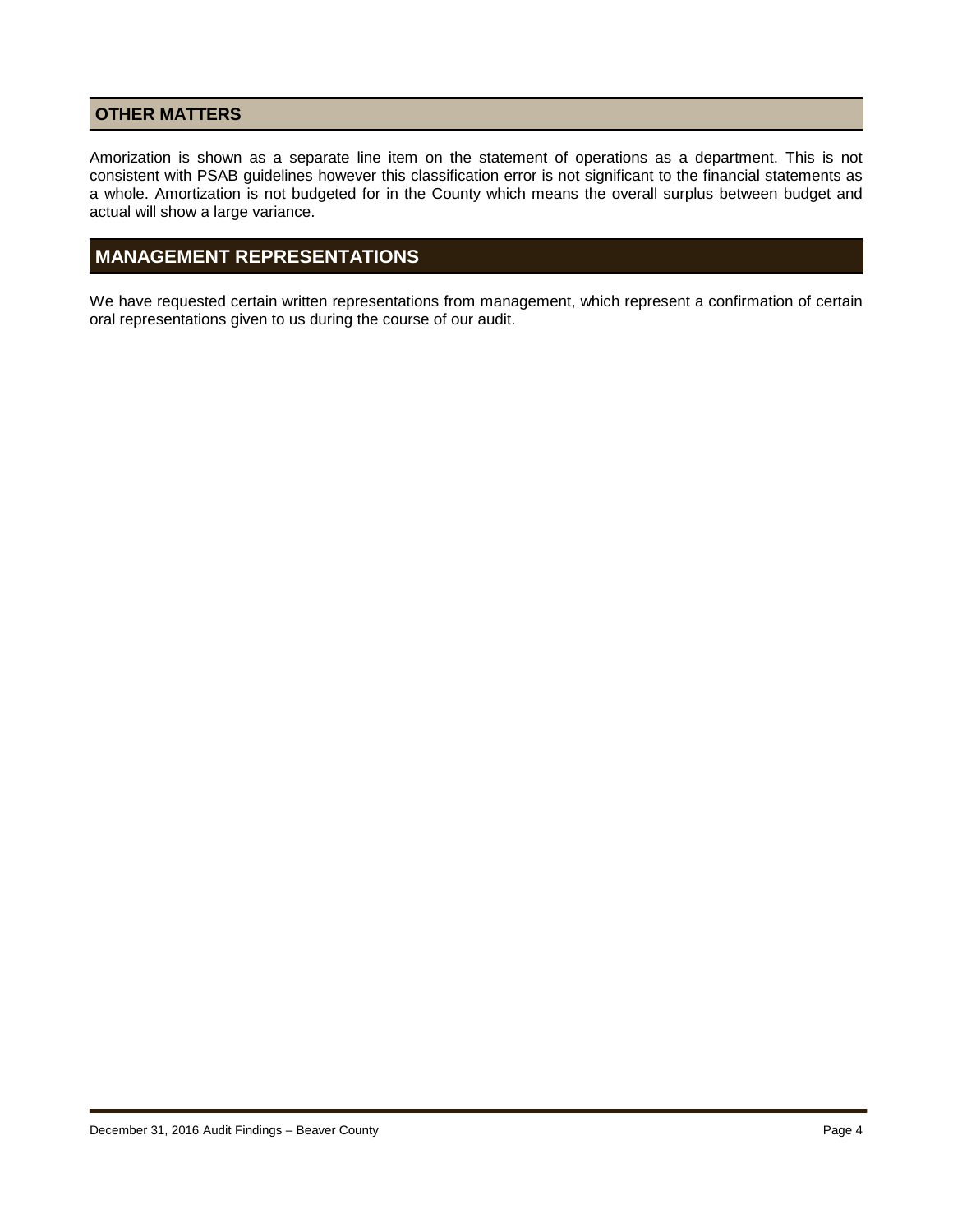## OTHER MATTERS

Amorization is shown as a separate line item on the statement of operations as a department. This is not consistent with PSAB guidelines however this classification error is not significant to the financial statements as a whole. Amortization is not budgeted for in the County which means the overall surplus between budget and actual will show a large variance.

## MANAGEMENT REPRESENTATIONS

We have requested certain written representations from management, which represent a confirmation of certain oral representations given to us during the course of our audit.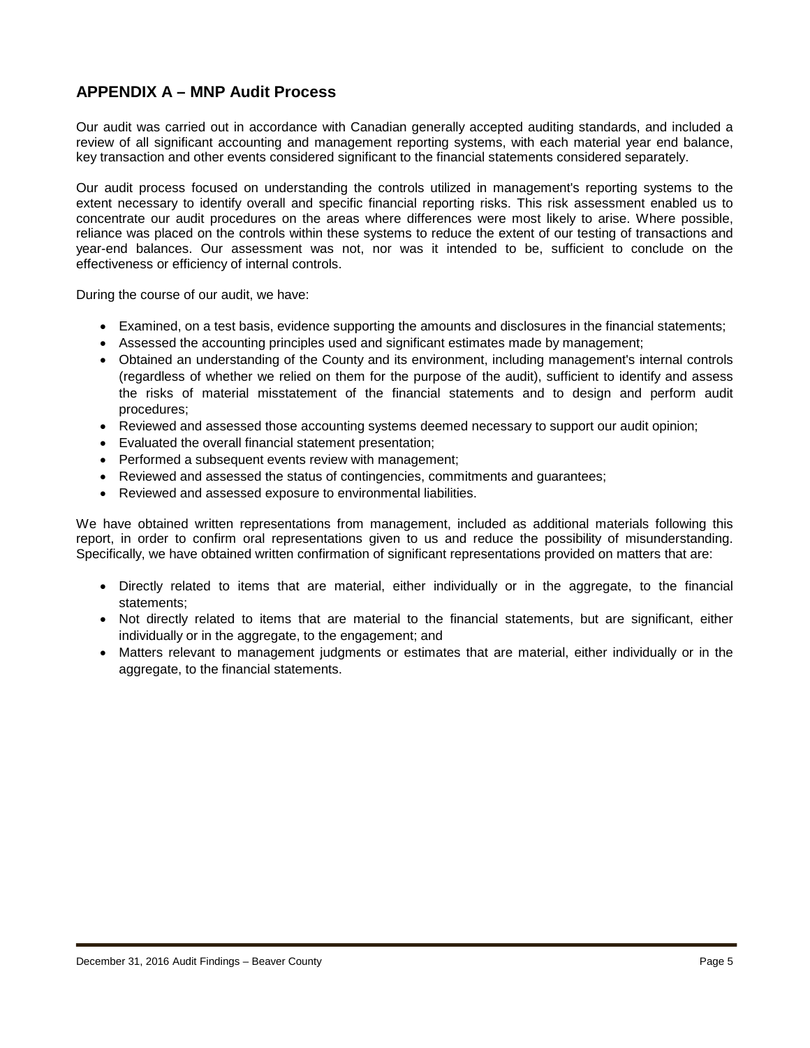## APPENDIX A – MNP Audit Process

Our audit was carried out in accordance with Canadian generally accepted auditing standards, and included a review of all significant accounting and management reporting systems, with each material year end balance, key transaction and other events considered significant to the financial statements considered separately.

Our audit process focused on understanding the controls utilized in management's reporting systems to the extent necessary to identify overall and specific financial reporting risks. This risk assessment enabled us to concentrate our audit procedures on the areas where differences were most likely to arise. Where possible, reliance was placed on the controls within these systems to reduce the extent of our testing of transactions and year-end balances. Our assessment was not, nor was it intended to be, sufficient to conclude on the effectiveness or efficiency of internal controls.

During the course of our audit, we have:

- Examined, on a test basis, evidence supporting the amounts and disclosures in the financial statements;
- Assessed the accounting principles used and significant estimates made by management;
- Obtained an understanding of the County and its environment, including management's internal controls (regardless of whether we relied on them for the purpose of the audit), sufficient to identify and assess the risks of material misstatement of the financial statements and to design and perform audit procedures;
- Reviewed and assessed those accounting systems deemed necessary to support our audit opinion;
- Evaluated the overall financial statement presentation;
- Performed a subsequent events review with management;
- Reviewed and assessed the status of contingencies, commitments and guarantees;
- Reviewed and assessed exposure to environmental liabilities.

We have obtained written representations from management, included as additional materials following this report, in order to confirm oral representations given to us and reduce the possibility of misunderstanding. Specifically, we have obtained written confirmation of significant representations provided on matters that are:

- Directly related to items that are material, either individually or in the aggregate, to the financial statements;
- Not directly related to items that are material to the financial statements, but are significant, either individually or in the aggregate, to the engagement; and
- Matters relevant to management judgments or estimates that are material, either individually or in the aggregate, to the financial statements.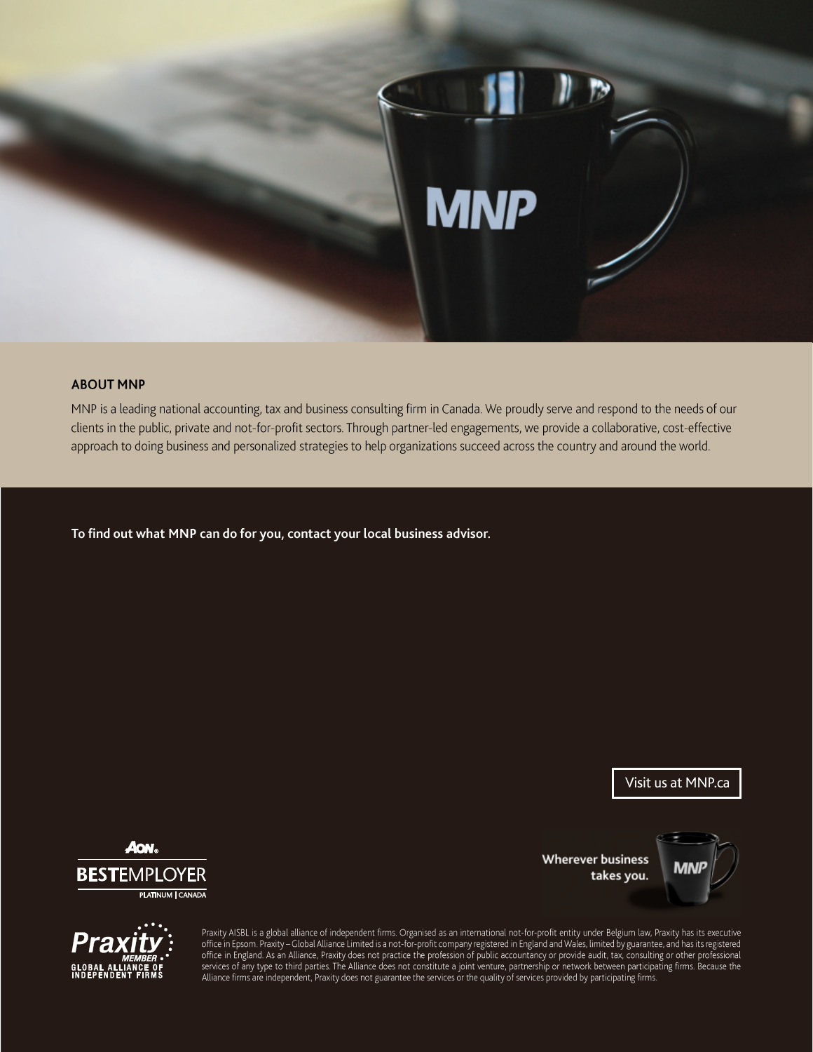## ABOUT MNP

MNP is a leading national accounting, tax and business consulting firm in Canada. We proudly serve and respond to the needs of our clients in the public, private and not-for-profit sectors. Through partner-led engagements, we provide a collaborative, cost-effective approach to doing business and personalized strategies to help organizations succeed across the country and around the world.

**To find out what MNP can do for you, contact your local business advisor.**

Visit us at MNP.ca

AON BESTEMPLOYER PLATINUM | CANADA

Wherever business takes you.

Praxity MEMBER GLOBAL ALLIANCE OF INDEPENDENT FIRMS

Praxity AISBL is a global alliance of independent firms. Organised as an international not-for-profit entity under Belgium law, Praxity has its executive office in Epsom. Praxity – Global Alliance Limited is a not-for-profit company registered in England and Wales, limited by guarantee, and has its registered office in England. As an Alliance, Praxity does not practice the profession of public accountancy or provide audit, tax, consulting or other professional services of any type to third parties. The Alliance does not constitute a joint venture, partnership or network between participating firms. Because the Alliance firms are independent, Praxity does not guarantee the services or the quality of services provided by participating firms.